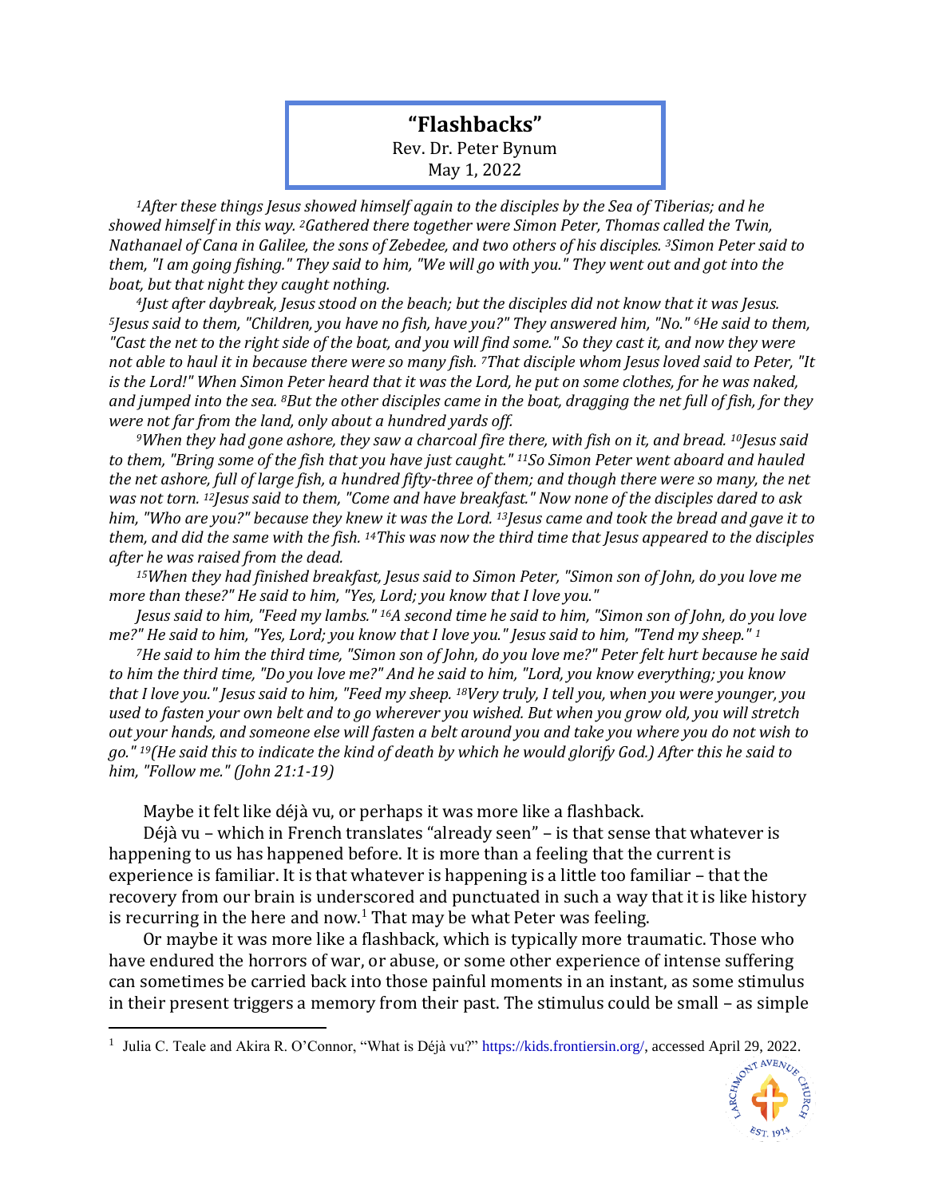# "Flashbacks"

Rev. Dr. Peter Bynum
May 1, 2022

*[1]After these things Jesus showed himself again to the disciples by the Sea of Tiberias; and he showed himself in this way. [2]Gathered there together were Simon Peter, Thomas called the Twin, Nathanael of Cana in Galilee, the sons of Zebedee, and two others of his disciples. [3]Simon Peter said to them, "I am going fishing." They said to him, "We will go with you." They went out and got into the boat, but that night they caught nothing.*

*[4]Just after daybreak, Jesus stood on the beach; but the disciples did not know that it was Jesus. [5]Jesus said to them, "Children, you have no fish, have you?" They answered him, "No." [6]He said to them, "Cast the net to the right side of the boat, and you will find some." So they cast it, and now they were not able to haul it in because there were so many fish. [7]That disciple whom Jesus loved said to Peter, "It is the Lord!" When Simon Peter heard that it was the Lord, he put on some clothes, for he was naked, and jumped into the sea. [8]But the other disciples came in the boat, dragging the net full of fish, for they were not far from the land, only about a hundred yards off.*

*[9]When they had gone ashore, they saw a charcoal fire there, with fish on it, and bread. [10]Jesus said to them, "Bring some of the fish that you have just caught." [11]So Simon Peter went aboard and hauled the net ashore, full of large fish, a hundred fifty-three of them; and though there were so many, the net was not torn. [12]Jesus said to them, "Come and have breakfast." Now none of the disciples dared to ask him, "Who are you?" because they knew it was the Lord. [13]Jesus came and took the bread and gave it to them, and did the same with the fish. [14]This was now the third time that Jesus appeared to the disciples after he was raised from the dead.*

*[15]When they had finished breakfast, Jesus said to Simon Peter, "Simon son of John, do you love me more than these?" He said to him, "Yes, Lord; you know that I love you."*

*Jesus said to him, "Feed my lambs." [16]A second time he said to him, "Simon son of John, do you love me?" He said to him, "Yes, Lord; you know that I love you." Jesus said to him, "Tend my sheep." [1]*

*[7]He said to him the third time, "Simon son of John, do you love me?" Peter felt hurt because he said to him the third time, "Do you love me?" And he said to him, "Lord, you know everything; you know that I love you." Jesus said to him, "Feed my sheep. [18]Very truly, I tell you, when you were younger, you used to fasten your own belt and to go wherever you wished. But when you grow old, you will stretch out your hands, and someone else will fasten a belt around you and take you where you do not wish to go." [19](He said this to indicate the kind of death by which he would glorify God.) After this he said to him, "Follow me." (John 21:1-19)*

Maybe it felt like déjà vu, or perhaps it was more like a flashback.

Déjà vu – which in French translates "already seen" – is that sense that whatever is happening to us has happened before. It is more than a feeling that the current is experience is familiar. It is that whatever is happening is a little too familiar – that the recovery from our brain is underscored and punctuated in such a way that it is like history is recurring in the here and now.[1] That may be what Peter was feeling.

Or maybe it was more like a flashback, which is typically more traumatic. Those who have endured the horrors of war, or abuse, or some other experience of intense suffering can sometimes be carried back into those painful moments in an instant, as some stimulus in their present triggers a memory from their past. The stimulus could be small – as simple

[1] Julia C. Teale and Akira R. O'Connor, "What is Déjà vu?" https://kids.frontiersin.org/, accessed April 29, 2022.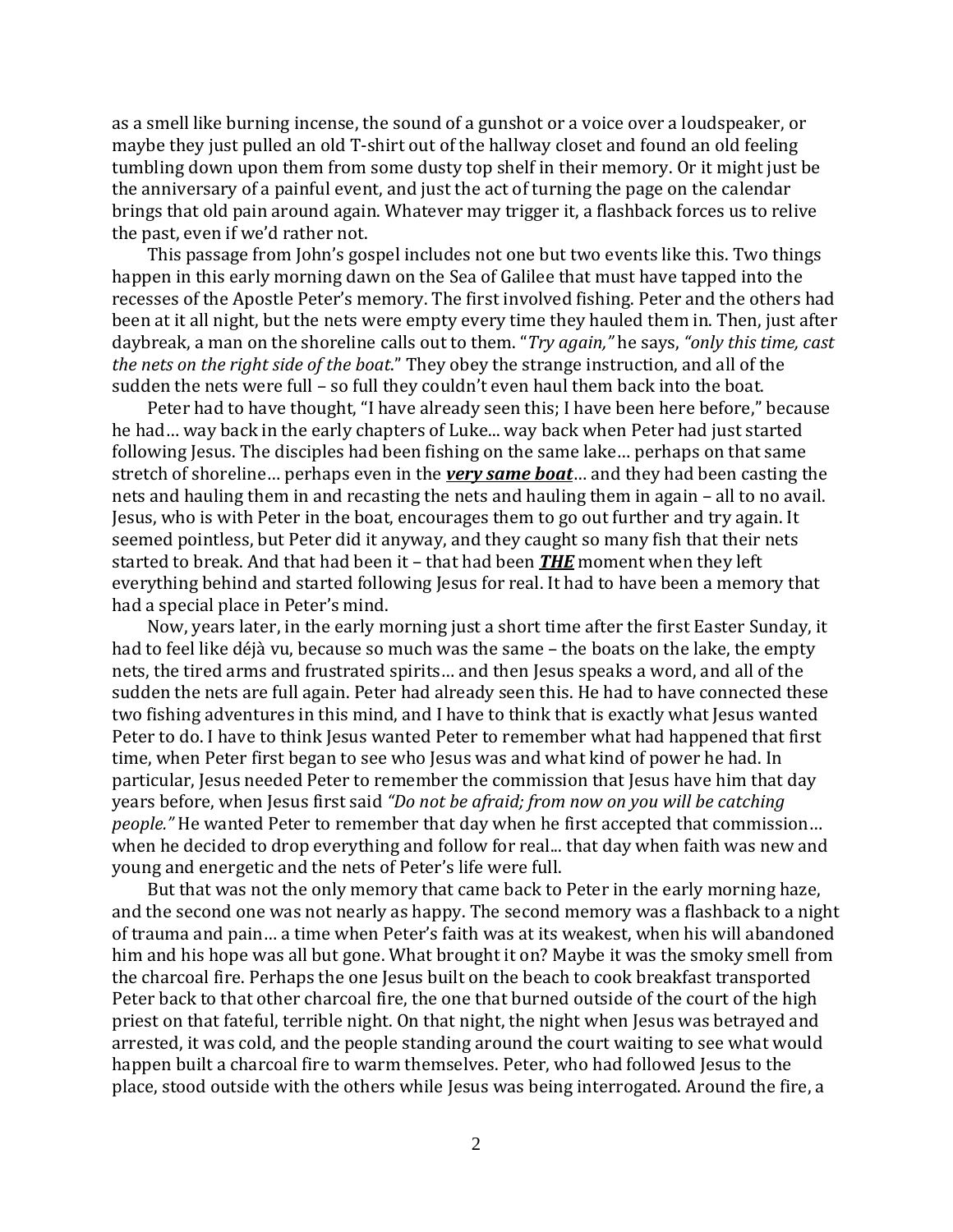as a smell like burning incense, the sound of a gunshot or a voice over a loudspeaker, or maybe they just pulled an old T-shirt out of the hallway closet and found an old feeling tumbling down upon them from some dusty top shelf in their memory. Or it might just be the anniversary of a painful event, and just the act of turning the page on the calendar brings that old pain around again. Whatever may trigger it, a flashback forces us to relive the past, even if we'd rather not.

This passage from John's gospel includes not one but two events like this. Two things happen in this early morning dawn on the Sea of Galilee that must have tapped into the recesses of the Apostle Peter's memory. The first involved fishing. Peter and the others had been at it all night, but the nets were empty every time they hauled them in. Then, just after daybreak, a man on the shoreline calls out to them. "*Try again,*" he says, *"only this time, cast the nets on the right side of the boat*." They obey the strange instruction, and all of the sudden the nets were full – so full they couldn't even haul them back into the boat.

Peter had to have thought, "I have already seen this; I have been here before," because he had… way back in the early chapters of Luke... way back when Peter had just started following Jesus. The disciples had been fishing on the same lake… perhaps on that same stretch of shoreline… perhaps even in the ***very same boat***… and they had been casting the nets and hauling them in and recasting the nets and hauling them in again – all to no avail. Jesus, who is with Peter in the boat, encourages them to go out further and try again. It seemed pointless, but Peter did it anyway, and they caught so many fish that their nets started to break. And that had been it – that had been ***THE*** moment when they left everything behind and started following Jesus for real. It had to have been a memory that had a special place in Peter's mind.

Now, years later, in the early morning just a short time after the first Easter Sunday, it had to feel like déjà vu, because so much was the same – the boats on the lake, the empty nets, the tired arms and frustrated spirits… and then Jesus speaks a word, and all of the sudden the nets are full again. Peter had already seen this. He had to have connected these two fishing adventures in this mind, and I have to think that is exactly what Jesus wanted Peter to do. I have to think Jesus wanted Peter to remember what had happened that first time, when Peter first began to see who Jesus was and what kind of power he had. In particular, Jesus needed Peter to remember the commission that Jesus have him that day years before, when Jesus first said *"Do not be afraid; from now on you will be catching people."* He wanted Peter to remember that day when he first accepted that commission… when he decided to drop everything and follow for real... that day when faith was new and young and energetic and the nets of Peter's life were full.

But that was not the only memory that came back to Peter in the early morning haze, and the second one was not nearly as happy. The second memory was a flashback to a night of trauma and pain… a time when Peter's faith was at its weakest, when his will abandoned him and his hope was all but gone. What brought it on? Maybe it was the smoky smell from the charcoal fire. Perhaps the one Jesus built on the beach to cook breakfast transported Peter back to that other charcoal fire, the one that burned outside of the court of the high priest on that fateful, terrible night. On that night, the night when Jesus was betrayed and arrested, it was cold, and the people standing around the court waiting to see what would happen built a charcoal fire to warm themselves. Peter, who had followed Jesus to the place, stood outside with the others while Jesus was being interrogated. Around the fire, a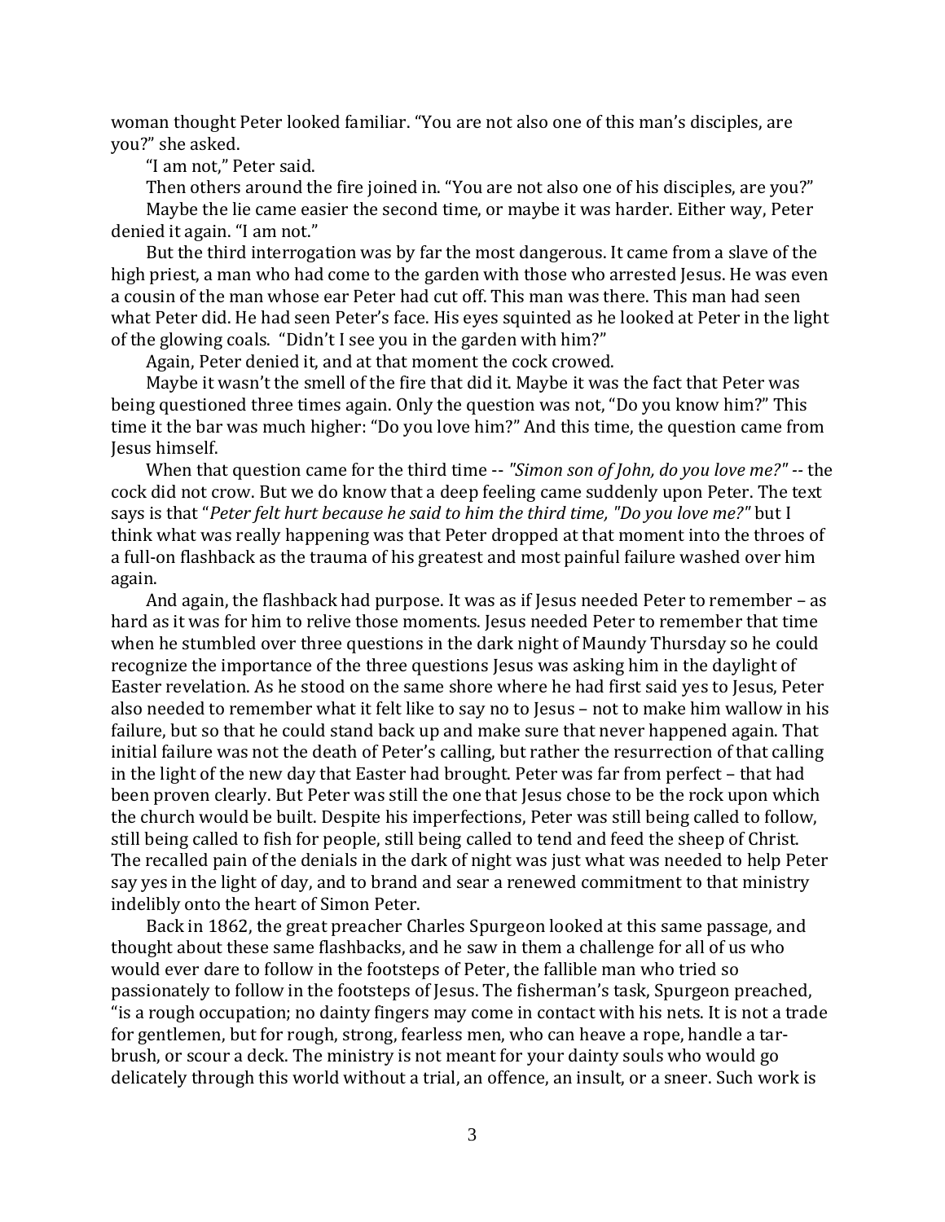woman thought Peter looked familiar. “You are not also one of this man’s disciples, are you?” she asked.

“I am not,” Peter said.

Then others around the fire joined in. “You are not also one of his disciples, are you?”

Maybe the lie came easier the second time, or maybe it was harder. Either way, Peter denied it again. “I am not.”

But the third interrogation was by far the most dangerous. It came from a slave of the high priest, a man who had come to the garden with those who arrested Jesus. He was even a cousin of the man whose ear Peter had cut off. This man was there. This man had seen what Peter did. He had seen Peter’s face. His eyes squinted as he looked at Peter in the light of the glowing coals. “Didn’t I see you in the garden with him?”

Again, Peter denied it, and at that moment the cock crowed.

Maybe it wasn’t the smell of the fire that did it. Maybe it was the fact that Peter was being questioned three times again. Only the question was not, “Do you know him?” This time it the bar was much higher: “Do you love him?” And this time, the question came from Jesus himself.

When that question came for the third time -- *"Simon son of John, do you love me?"* -- the cock did not crow. But we do know that a deep feeling came suddenly upon Peter. The text says is that “*Peter felt hurt because he said to him the third time, "Do you love me?"* but I think what was really happening was that Peter dropped at that moment into the throes of a full-on flashback as the trauma of his greatest and most painful failure washed over him again.

And again, the flashback had purpose. It was as if Jesus needed Peter to remember – as hard as it was for him to relive those moments. Jesus needed Peter to remember that time when he stumbled over three questions in the dark night of Maundy Thursday so he could recognize the importance of the three questions Jesus was asking him in the daylight of Easter revelation. As he stood on the same shore where he had first said yes to Jesus, Peter also needed to remember what it felt like to say no to Jesus – not to make him wallow in his failure, but so that he could stand back up and make sure that never happened again. That initial failure was not the death of Peter’s calling, but rather the resurrection of that calling in the light of the new day that Easter had brought. Peter was far from perfect – that had been proven clearly. But Peter was still the one that Jesus chose to be the rock upon which the church would be built. Despite his imperfections, Peter was still being called to follow, still being called to fish for people, still being called to tend and feed the sheep of Christ. The recalled pain of the denials in the dark of night was just what was needed to help Peter say yes in the light of day, and to brand and sear a renewed commitment to that ministry indelibly onto the heart of Simon Peter.

Back in 1862, the great preacher Charles Spurgeon looked at this same passage, and thought about these same flashbacks, and he saw in them a challenge for all of us who would ever dare to follow in the footsteps of Peter, the fallible man who tried so passionately to follow in the footsteps of Jesus. The fisherman’s task, Spurgeon preached, “is a rough occupation; no dainty fingers may come in contact with his nets. It is not a trade for gentlemen, but for rough, strong, fearless men, who can heave a rope, handle a tar-brush, or scour a deck. The ministry is not meant for your dainty souls who would go delicately through this world without a trial, an offence, an insult, or a sneer. Such work is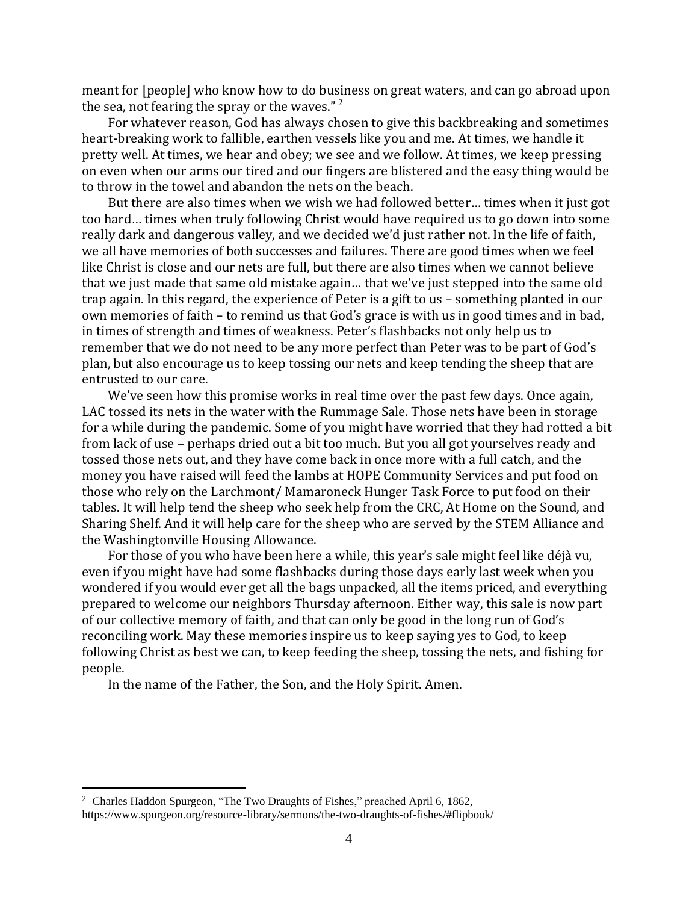meant for [people] who know how to do business on great waters, and can go abroad upon the sea, not fearing the spray or the waves." [2]

For whatever reason, God has always chosen to give this backbreaking and sometimes heart-breaking work to fallible, earthen vessels like you and me. At times, we handle it pretty well. At times, we hear and obey; we see and we follow. At times, we keep pressing on even when our arms our tired and our fingers are blistered and the easy thing would be to throw in the towel and abandon the nets on the beach.

But there are also times when we wish we had followed better… times when it just got too hard… times when truly following Christ would have required us to go down into some really dark and dangerous valley, and we decided we'd just rather not. In the life of faith, we all have memories of both successes and failures. There are good times when we feel like Christ is close and our nets are full, but there are also times when we cannot believe that we just made that same old mistake again… that we've just stepped into the same old trap again. In this regard, the experience of Peter is a gift to us – something planted in our own memories of faith – to remind us that God's grace is with us in good times and in bad, in times of strength and times of weakness. Peter's flashbacks not only help us to remember that we do not need to be any more perfect than Peter was to be part of God's plan, but also encourage us to keep tossing our nets and keep tending the sheep that are entrusted to our care.

We've seen how this promise works in real time over the past few days. Once again, LAC tossed its nets in the water with the Rummage Sale. Those nets have been in storage for a while during the pandemic. Some of you might have worried that they had rotted a bit from lack of use – perhaps dried out a bit too much. But you all got yourselves ready and tossed those nets out, and they have come back in once more with a full catch, and the money you have raised will feed the lambs at HOPE Community Services and put food on those who rely on the Larchmont/ Mamaroneck Hunger Task Force to put food on their tables. It will help tend the sheep who seek help from the CRC, At Home on the Sound, and Sharing Shelf. And it will help care for the sheep who are served by the STEM Alliance and the Washingtonville Housing Allowance.

For those of you who have been here a while, this year's sale might feel like déjà vu, even if you might have had some flashbacks during those days early last week when you wondered if you would ever get all the bags unpacked, all the items priced, and everything prepared to welcome our neighbors Thursday afternoon. Either way, this sale is now part of our collective memory of faith, and that can only be good in the long run of God's reconciling work. May these memories inspire us to keep saying yes to God, to keep following Christ as best we can, to keep feeding the sheep, tossing the nets, and fishing for people.

In the name of the Father, the Son, and the Holy Spirit. Amen.

---

[2] Charles Haddon Spurgeon, "The Two Draughts of Fishes," preached April 6, 1862, https://www.spurgeon.org/resource-library/sermons/the-two-draughts-of-fishes/#flipbook/